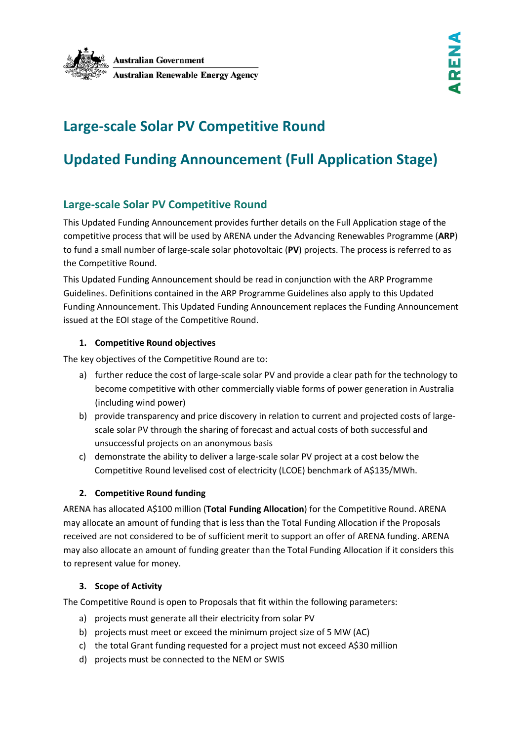Australian Government
Australian Renewable Energy Agency

ARENA

# Large-scale Solar PV Competitive Round

# Updated Funding Announcement (Full Application Stage)

## Large-scale Solar PV Competitive Round

This Updated Funding Announcement provides further details on the Full Application stage of the competitive process that will be used by ARENA under the Advancing Renewables Programme (**ARP**) to fund a small number of large-scale solar photovoltaic (**PV**) projects. The process is referred to as the Competitive Round.

This Updated Funding Announcement should be read in conjunction with the ARP Programme Guidelines. Definitions contained in the ARP Programme Guidelines also apply to this Updated Funding Announcement. This Updated Funding Announcement replaces the Funding Announcement issued at the EOI stage of the Competitive Round.

### 1. Competitive Round objectives

The key objectives of the Competitive Round are to:

a) further reduce the cost of large-scale solar PV and provide a clear path for the technology to become competitive with other commercially viable forms of power generation in Australia (including wind power)

b) provide transparency and price discovery in relation to current and projected costs of large-scale solar PV through the sharing of forecast and actual costs of both successful and unsuccessful projects on an anonymous basis

c) demonstrate the ability to deliver a large-scale solar PV project at a cost below the Competitive Round levelised cost of electricity (LCOE) benchmark of A$135/MWh.

### 2. Competitive Round funding

ARENA has allocated A$100 million (**Total Funding Allocation**) for the Competitive Round. ARENA may allocate an amount of funding that is less than the Total Funding Allocation if the Proposals received are not considered to be of sufficient merit to support an offer of ARENA funding. ARENA may also allocate an amount of funding greater than the Total Funding Allocation if it considers this to represent value for money.

### 3. Scope of Activity

The Competitive Round is open to Proposals that fit within the following parameters:

a) projects must generate all their electricity from solar PV

b) projects must meet or exceed the minimum project size of 5 MW (AC)

c) the total Grant funding requested for a project must not exceed A$30 million

d) projects must be connected to the NEM or SWIS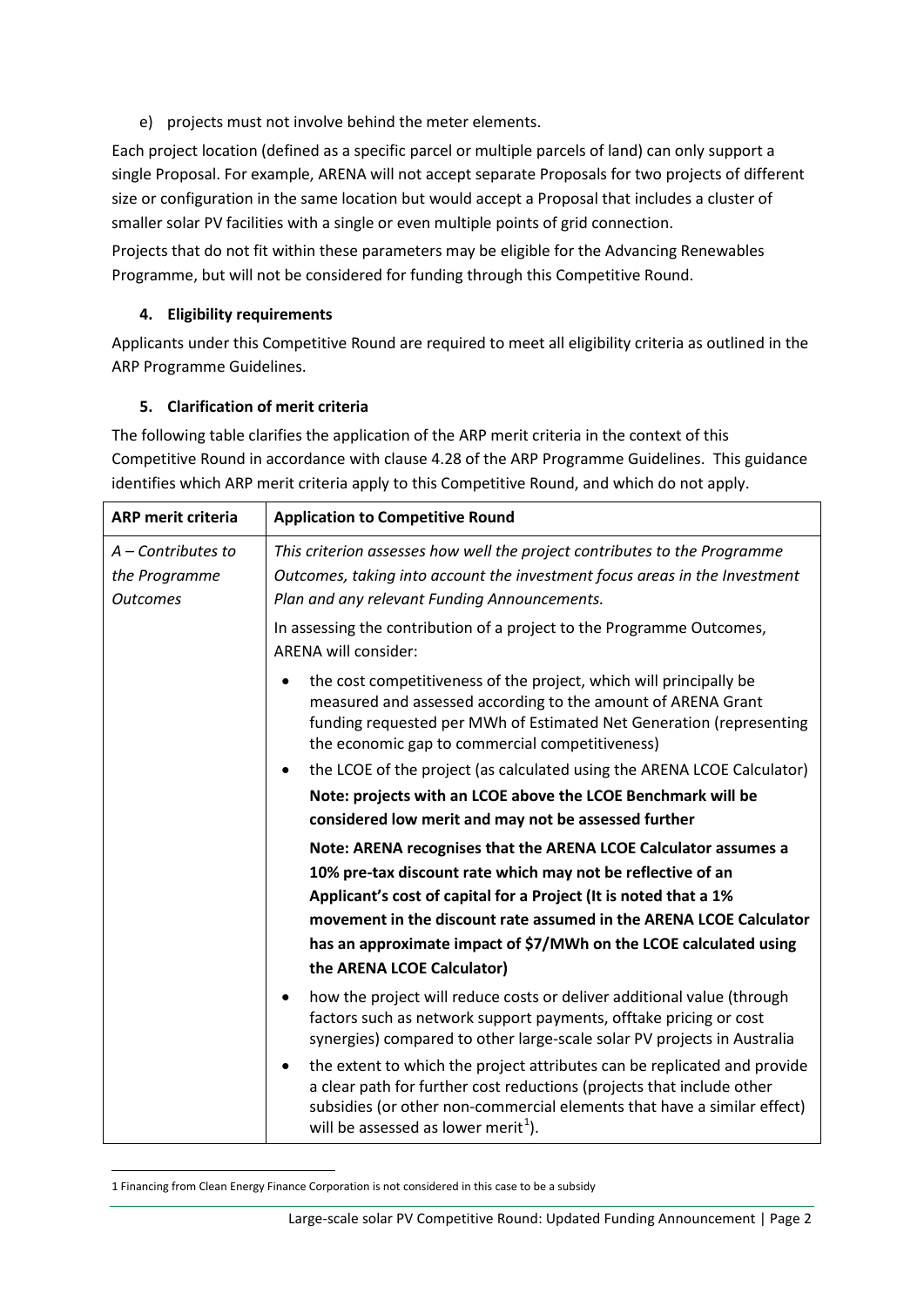e) projects must not involve behind the meter elements.

Each project location (defined as a specific parcel or multiple parcels of land) can only support a single Proposal. For example, ARENA will not accept separate Proposals for two projects of different size or configuration in the same location but would accept a Proposal that includes a cluster of smaller solar PV facilities with a single or even multiple points of grid connection.

Projects that do not fit within these parameters may be eligible for the Advancing Renewables Programme, but will not be considered for funding through this Competitive Round.

## 4. Eligibility requirements

Applicants under this Competitive Round are required to meet all eligibility criteria as outlined in the ARP Programme Guidelines.

## 5. Clarification of merit criteria

The following table clarifies the application of the ARP merit criteria in the context of this Competitive Round in accordance with clause 4.28 of the ARP Programme Guidelines. This guidance identifies which ARP merit criteria apply to this Competitive Round, and which do not apply.

| ARP merit criteria | Application to Competitive Round |
|---|---|
| *A – Contributes to the Programme Outcomes* | *This criterion assesses how well the project contributes to the Programme Outcomes, taking into account the investment focus areas in the Investment Plan and any relevant Funding Announcements.*<br><br>In assessing the contribution of a project to the Programme Outcomes, ARENA will consider:<br><br>• the cost competitiveness of the project, which will principally be measured and assessed according to the amount of ARENA Grant funding requested per MWh of Estimated Net Generation (representing the economic gap to commercial competitiveness)<br>• the LCOE of the project (as calculated using the ARENA LCOE Calculator)<br>**Note: projects with an LCOE above the LCOE Benchmark will be considered low merit and may not be assessed further**<br><br>**Note: ARENA recognises that the ARENA LCOE Calculator assumes a 10% pre-tax discount rate which may not be reflective of an Applicant's cost of capital for a Project (It is noted that a 1% movement in the discount rate assumed in the ARENA LCOE Calculator has an approximate impact of $7/MWh on the LCOE calculated using the ARENA LCOE Calculator)**<br><br>• how the project will reduce costs or deliver additional value (through factors such as network support payments, offtake pricing or cost synergies) compared to other large-scale solar PV projects in Australia<br>• the extent to which the project attributes can be replicated and provide a clear path for further cost reductions (projects that include other subsidies (or other non-commercial elements that have a similar effect) will be assessed as lower merit[1]). |

[1] Financing from Clean Energy Finance Corporation is not considered in this case to be a subsidy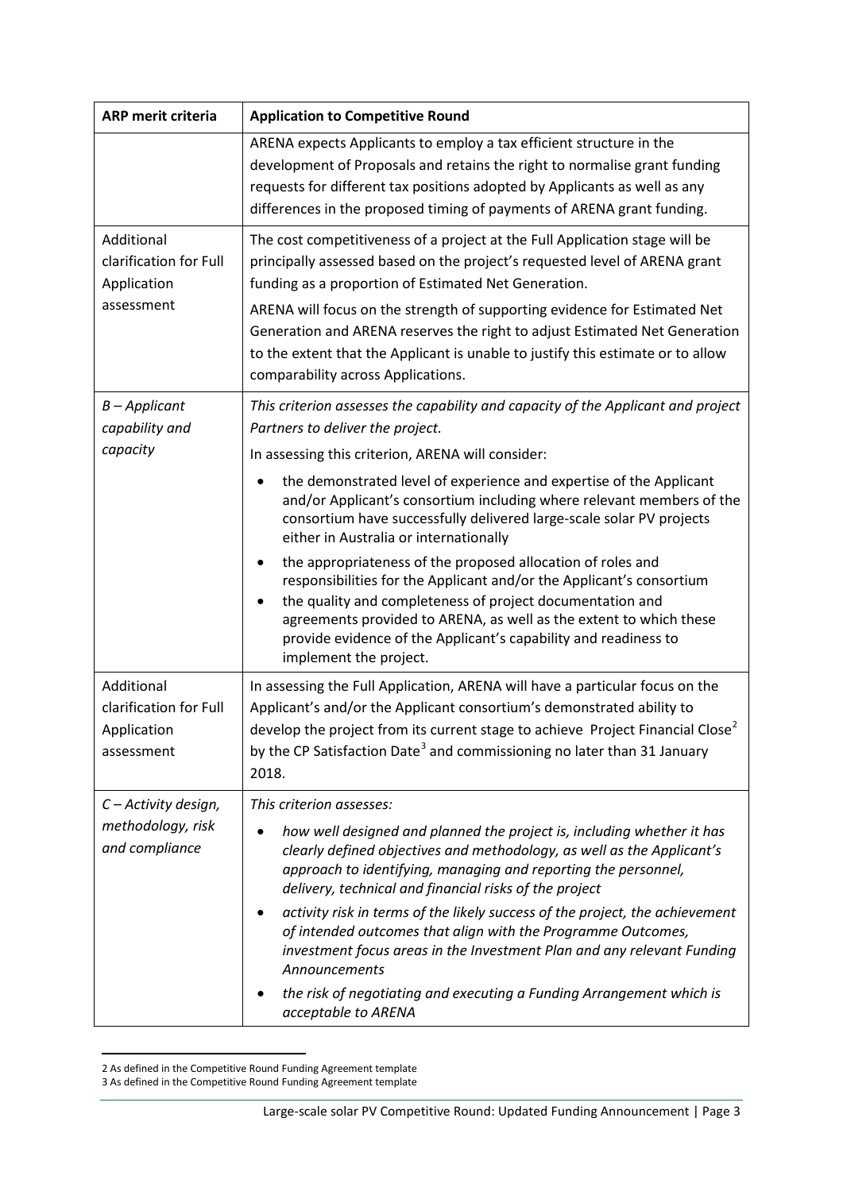| ARP merit criteria | Application to Competitive Round |
| --- | --- |
| | ARENA expects Applicants to employ a tax efficient structure in the development of Proposals and retains the right to normalise grant funding requests for different tax positions adopted by Applicants as well as any differences in the proposed timing of payments of ARENA grant funding. |
| Additional clarification for Full Application assessment | The cost competitiveness of a project at the Full Application stage will be principally assessed based on the project's requested level of ARENA grant funding as a proportion of Estimated Net Generation.<br><br>ARENA will focus on the strength of supporting evidence for Estimated Net Generation and ARENA reserves the right to adjust Estimated Net Generation to the extent that the Applicant is unable to justify this estimate or to allow comparability across Applications. |
| *B – Applicant capability and capacity* | *This criterion assesses the capability and capacity of the Applicant and project Partners to deliver the project.*<br><br>In assessing this criterion, ARENA will consider:<br><br>• the demonstrated level of experience and expertise of the Applicant and/or Applicant's consortium including where relevant members of the consortium have successfully delivered large-scale solar PV projects either in Australia or internationally<br><br>• the appropriateness of the proposed allocation of roles and responsibilities for the Applicant and/or the Applicant's consortium<br>• the quality and completeness of project documentation and agreements provided to ARENA, as well as the extent to which these provide evidence of the Applicant's capability and readiness to implement the project. |
| Additional clarification for Full Application assessment | In assessing the Full Application, ARENA will have a particular focus on the Applicant's and/or the Applicant consortium's demonstrated ability to develop the project from its current stage to achieve Project Financial Close[2] by the CP Satisfaction Date[3] and commissioning no later than 31 January 2018. |
| *C – Activity design, methodology, risk and compliance* | *This criterion assesses:*<br><br>• *how well designed and planned the project is, including whether it has clearly defined objectives and methodology, as well as the Applicant's approach to identifying, managing and reporting the personnel, delivery, technical and financial risks of the project*<br><br>• *activity risk in terms of the likely success of the project, the achievement of intended outcomes that align with the Programme Outcomes, investment focus areas in the Investment Plan and any relevant Funding Announcements*<br><br>• *the risk of negotiating and executing a Funding Arrangement which is acceptable to ARENA* |

2 As defined in the Competitive Round Funding Agreement template

3 As defined in the Competitive Round Funding Agreement template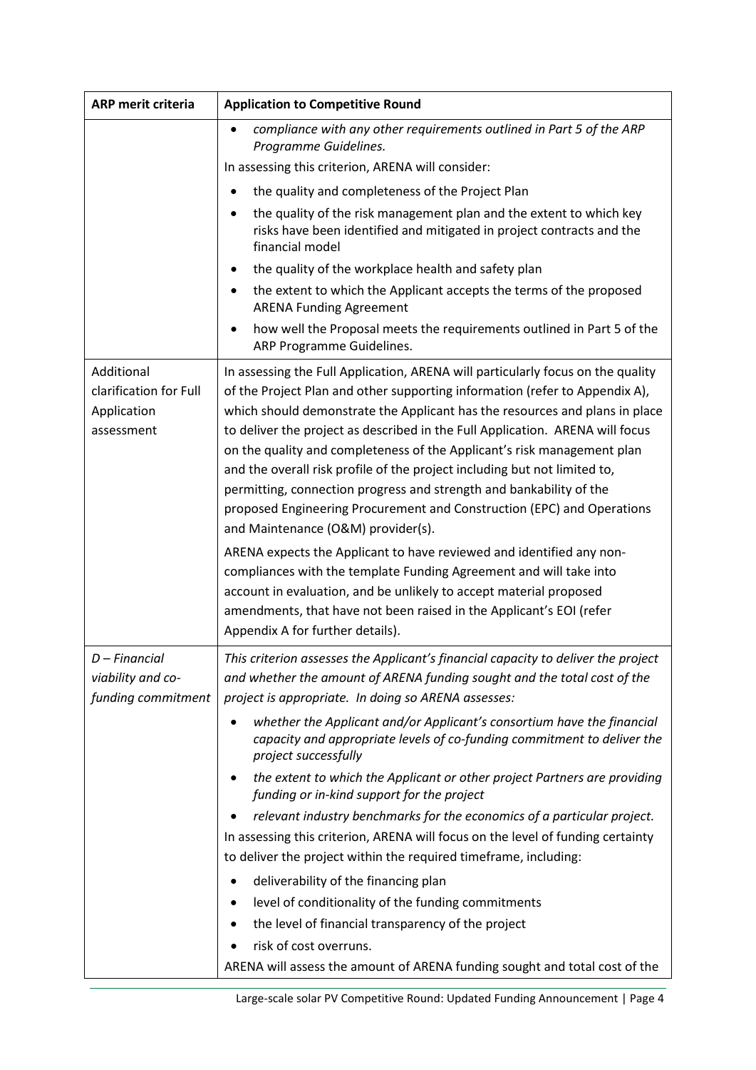| ARP merit criteria | Application to Competitive Round |
|---|---|
| | <ul><li>*compliance with any other requirements outlined in Part 5 of the ARP Programme Guidelines.*</li></ul>In assessing this criterion, ARENA will consider:<ul><li>the quality and completeness of the Project Plan</li><li>the quality of the risk management plan and the extent to which key risks have been identified and mitigated in project contracts and the financial model</li><li>the quality of the workplace health and safety plan</li><li>the extent to which the Applicant accepts the terms of the proposed ARENA Funding Agreement</li><li>how well the Proposal meets the requirements outlined in Part 5 of the ARP Programme Guidelines.</li></ul> |
| Additional clarification for Full Application assessment | In assessing the Full Application, ARENA will particularly focus on the quality of the Project Plan and other supporting information (refer to Appendix A), which should demonstrate the Applicant has the resources and plans in place to deliver the project as described in the Full Application. ARENA will focus on the quality and completeness of the Applicant's risk management plan and the overall risk profile of the project including but not limited to, permitting, connection progress and strength and bankability of the proposed Engineering Procurement and Construction (EPC) and Operations and Maintenance (O&M) provider(s).<br><br>ARENA expects the Applicant to have reviewed and identified any non-compliances with the template Funding Agreement and will take into account in evaluation, and be unlikely to accept material proposed amendments, that have not been raised in the Applicant's EOI (refer Appendix A for further details). |
| *D – Financial viability and co-funding commitment* | *This criterion assesses the Applicant's financial capacity to deliver the project and whether the amount of ARENA funding sought and the total cost of the project is appropriate. In doing so ARENA assesses:*<ul><li>*whether the Applicant and/or Applicant's consortium have the financial capacity and appropriate levels of co-funding commitment to deliver the project successfully*</li><li>*the extent to which the Applicant or other project Partners are providing funding or in-kind support for the project*</li><li>*relevant industry benchmarks for the economics of a particular project.*</li></ul>In assessing this criterion, ARENA will focus on the level of funding certainty to deliver the project within the required timeframe, including:<ul><li>deliverability of the financing plan</li><li>level of conditionality of the funding commitments</li><li>the level of financial transparency of the project</li><li>risk of cost overruns.</li></ul>ARENA will assess the amount of ARENA funding sought and total cost of the |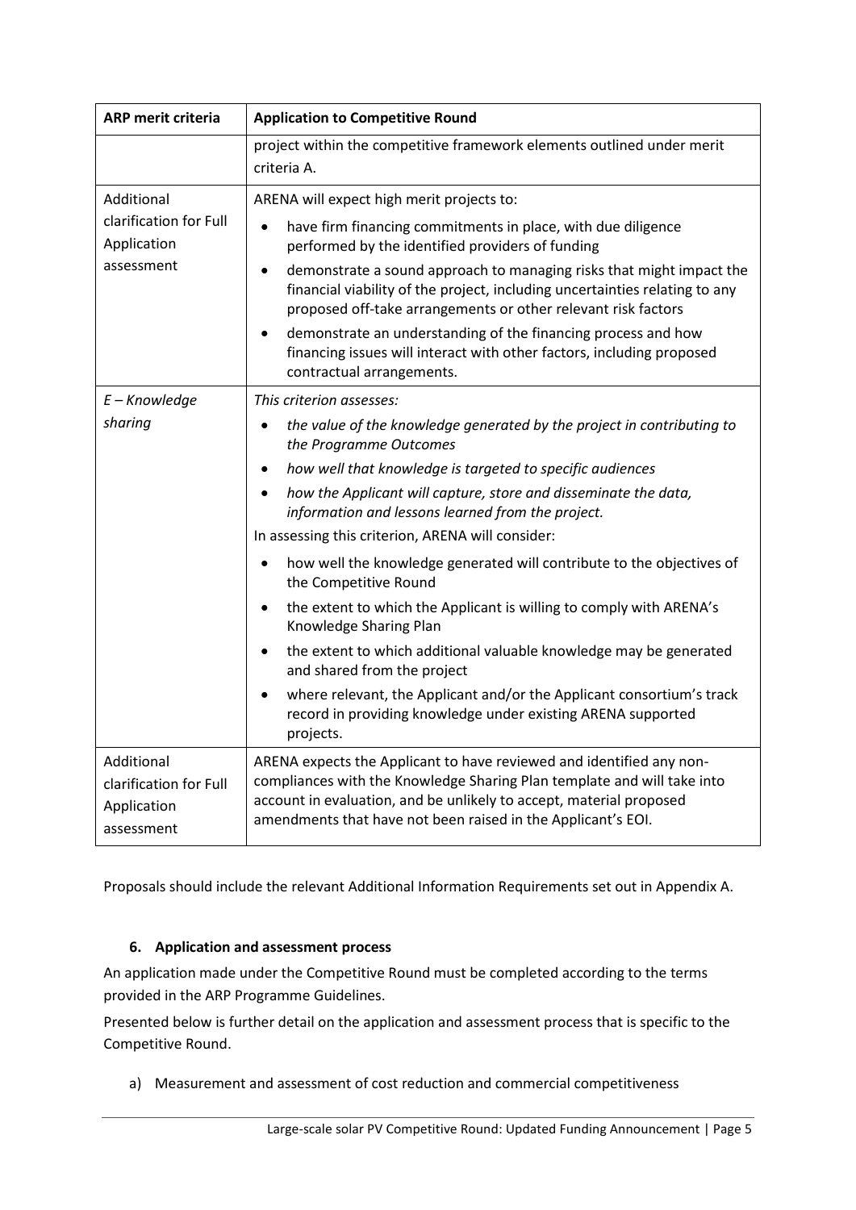| ARP merit criteria | Application to Competitive Round |
|---|---|
| | project within the competitive framework elements outlined under merit criteria A. |
| Additional clarification for Full Application assessment | ARENA will expect high merit projects to:<br>• have firm financing commitments in place, with due diligence performed by the identified providers of funding<br>• demonstrate a sound approach to managing risks that might impact the financial viability of the project, including uncertainties relating to any proposed off-take arrangements or other relevant risk factors<br>• demonstrate an understanding of the financing process and how financing issues will interact with other factors, including proposed contractual arrangements. |
| *E – Knowledge sharing* | *This criterion assesses:*<br>• *the value of the knowledge generated by the project in contributing to the Programme Outcomes*<br>• *how well that knowledge is targeted to specific audiences*<br>• *how the Applicant will capture, store and disseminate the data, information and lessons learned from the project.*<br>In assessing this criterion, ARENA will consider:<br>• how well the knowledge generated will contribute to the objectives of the Competitive Round<br>• the extent to which the Applicant is willing to comply with ARENA's Knowledge Sharing Plan<br>• the extent to which additional valuable knowledge may be generated and shared from the project<br>• where relevant, the Applicant and/or the Applicant consortium's track record in providing knowledge under existing ARENA supported projects. |
| Additional clarification for Full Application assessment | ARENA expects the Applicant to have reviewed and identified any non-compliances with the Knowledge Sharing Plan template and will take into account in evaluation, and be unlikely to accept, material proposed amendments that have not been raised in the Applicant's EOI. |

Proposals should include the relevant Additional Information Requirements set out in Appendix A.

## 6. Application and assessment process

An application made under the Competitive Round must be completed according to the terms provided in the ARP Programme Guidelines.

Presented below is further detail on the application and assessment process that is specific to the Competitive Round.

a) Measurement and assessment of cost reduction and commercial competitiveness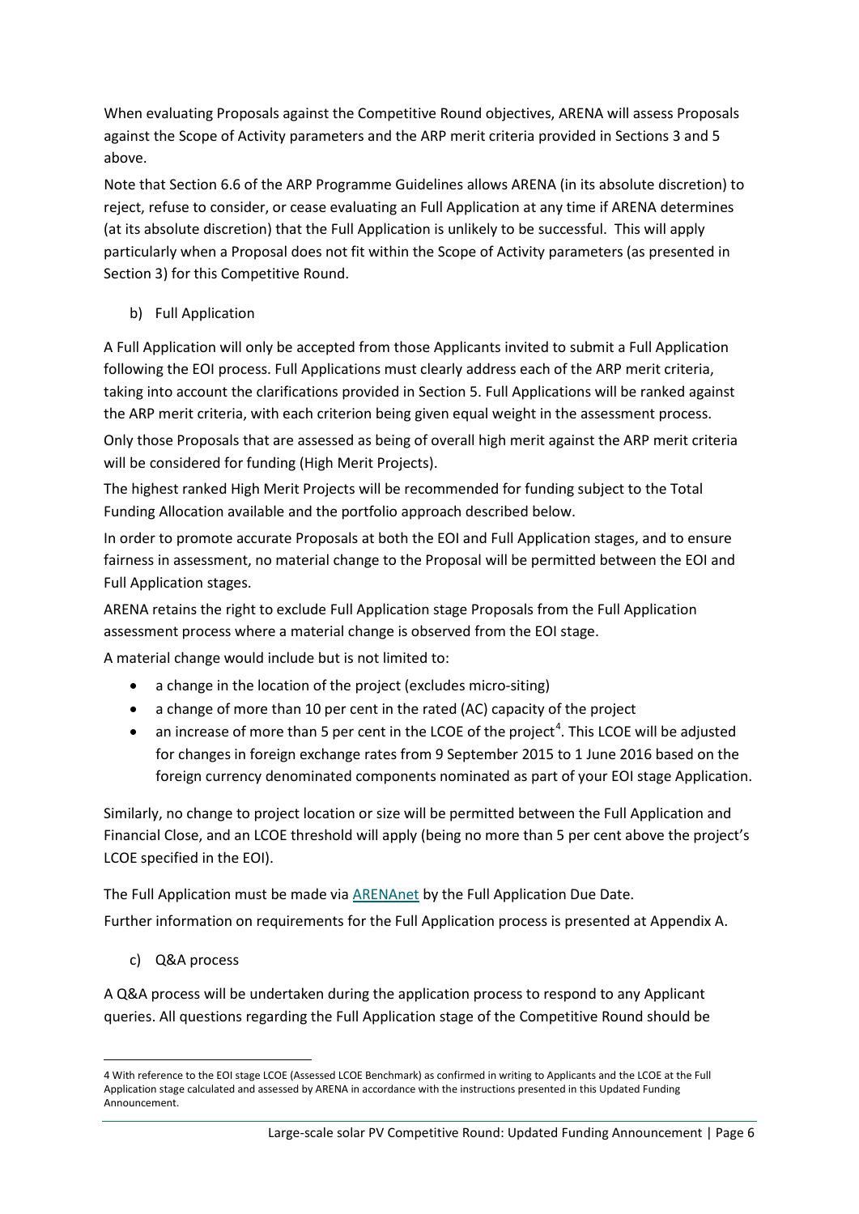When evaluating Proposals against the Competitive Round objectives, ARENA will assess Proposals against the Scope of Activity parameters and the ARP merit criteria provided in Sections 3 and 5 above.

Note that Section 6.6 of the ARP Programme Guidelines allows ARENA (in its absolute discretion) to reject, refuse to consider, or cease evaluating an Full Application at any time if ARENA determines (at its absolute discretion) that the Full Application is unlikely to be successful. This will apply particularly when a Proposal does not fit within the Scope of Activity parameters (as presented in Section 3) for this Competitive Round.

b) Full Application

A Full Application will only be accepted from those Applicants invited to submit a Full Application following the EOI process. Full Applications must clearly address each of the ARP merit criteria, taking into account the clarifications provided in Section 5. Full Applications will be ranked against the ARP merit criteria, with each criterion being given equal weight in the assessment process.

Only those Proposals that are assessed as being of overall high merit against the ARP merit criteria will be considered for funding (High Merit Projects).

The highest ranked High Merit Projects will be recommended for funding subject to the Total Funding Allocation available and the portfolio approach described below.

In order to promote accurate Proposals at both the EOI and Full Application stages, and to ensure fairness in assessment, no material change to the Proposal will be permitted between the EOI and Full Application stages.

ARENA retains the right to exclude Full Application stage Proposals from the Full Application assessment process where a material change is observed from the EOI stage.

A material change would include but is not limited to:

- a change in the location of the project (excludes micro-siting)
- a change of more than 10 per cent in the rated (AC) capacity of the project
- an increase of more than 5 per cent in the LCOE of the project[4]. This LCOE will be adjusted for changes in foreign exchange rates from 9 September 2015 to 1 June 2016 based on the foreign currency denominated components nominated as part of your EOI stage Application.

Similarly, no change to project location or size will be permitted between the Full Application and Financial Close, and an LCOE threshold will apply (being no more than 5 per cent above the project's LCOE specified in the EOI).

The Full Application must be made via ARENAnet by the Full Application Due Date.

Further information on requirements for the Full Application process is presented at Appendix A.

c) Q&A process

A Q&A process will be undertaken during the application process to respond to any Applicant queries. All questions regarding the Full Application stage of the Competitive Round should be

4 With reference to the EOI stage LCOE (Assessed LCOE Benchmark) as confirmed in writing to Applicants and the LCOE at the Full Application stage calculated and assessed by ARENA in accordance with the instructions presented in this Updated Funding Announcement.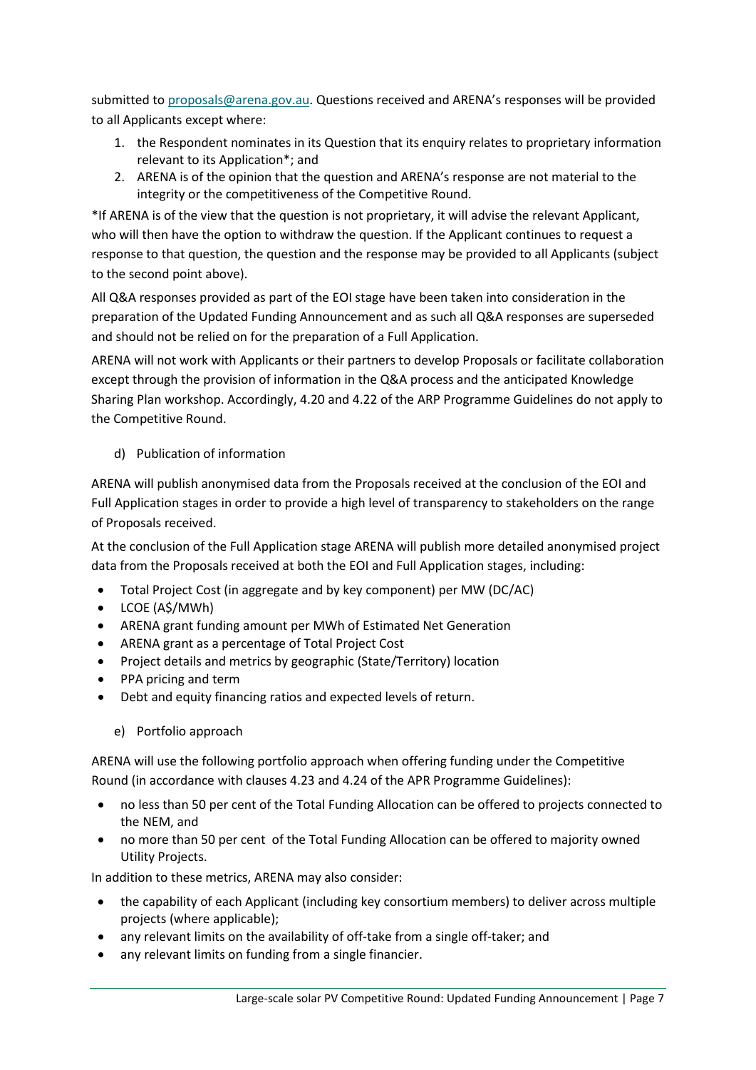submitted to proposals@arena.gov.au. Questions received and ARENA's responses will be provided to all Applicants except where:

1. the Respondent nominates in its Question that its enquiry relates to proprietary information relevant to its Application*; and
2. ARENA is of the opinion that the question and ARENA's response are not material to the integrity or the competitiveness of the Competitive Round.

*If ARENA is of the view that the question is not proprietary, it will advise the relevant Applicant, who will then have the option to withdraw the question. If the Applicant continues to request a response to that question, the question and the response may be provided to all Applicants (subject to the second point above).

All Q&A responses provided as part of the EOI stage have been taken into consideration in the preparation of the Updated Funding Announcement and as such all Q&A responses are superseded and should not be relied on for the preparation of a Full Application.

ARENA will not work with Applicants or their partners to develop Proposals or facilitate collaboration except through the provision of information in the Q&A process and the anticipated Knowledge Sharing Plan workshop. Accordingly, 4.20 and 4.22 of the ARP Programme Guidelines do not apply to the Competitive Round.

### d) Publication of information

ARENA will publish anonymised data from the Proposals received at the conclusion of the EOI and Full Application stages in order to provide a high level of transparency to stakeholders on the range of Proposals received.

At the conclusion of the Full Application stage ARENA will publish more detailed anonymised project data from the Proposals received at both the EOI and Full Application stages, including:

- Total Project Cost (in aggregate and by key component) per MW (DC/AC)
- LCOE (A$/MWh)
- ARENA grant funding amount per MWh of Estimated Net Generation
- ARENA grant as a percentage of Total Project Cost
- Project details and metrics by geographic (State/Territory) location
- PPA pricing and term
- Debt and equity financing ratios and expected levels of return.

### e) Portfolio approach

ARENA will use the following portfolio approach when offering funding under the Competitive Round (in accordance with clauses 4.23 and 4.24 of the APR Programme Guidelines):

- no less than 50 per cent of the Total Funding Allocation can be offered to projects connected to the NEM, and
- no more than 50 per cent of the Total Funding Allocation can be offered to majority owned Utility Projects.

In addition to these metrics, ARENA may also consider:

- the capability of each Applicant (including key consortium members) to deliver across multiple projects (where applicable);
- any relevant limits on the availability of off-take from a single off-taker; and
- any relevant limits on funding from a single financier.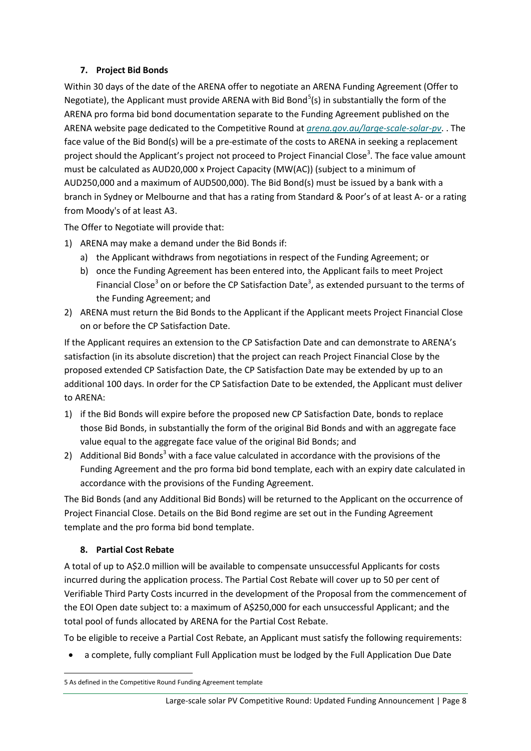## 7. Project Bid Bonds

Within 30 days of the date of the ARENA offer to negotiate an ARENA Funding Agreement (Offer to Negotiate), the Applicant must provide ARENA with Bid Bond[5](s) in substantially the form of the ARENA pro forma bid bond documentation separate to the Funding Agreement published on the ARENA website page dedicated to the Competitive Round at *arena.gov.au/large-scale-solar-pv*. . The face value of the Bid Bond(s) will be a pre-estimate of the costs to ARENA in seeking a replacement project should the Applicant's project not proceed to Project Financial Close[3]. The face value amount must be calculated as AUD20,000 x Project Capacity (MW(AC)) (subject to a minimum of AUD250,000 and a maximum of AUD500,000). The Bid Bond(s) must be issued by a bank with a branch in Sydney or Melbourne and that has a rating from Standard & Poor's of at least A- or a rating from Moody's of at least A3.

The Offer to Negotiate will provide that:

1) ARENA may make a demand under the Bid Bonds if:
   a) the Applicant withdraws from negotiations in respect of the Funding Agreement; or
   b) once the Funding Agreement has been entered into, the Applicant fails to meet Project Financial Close[3] on or before the CP Satisfaction Date[3], as extended pursuant to the terms of the Funding Agreement; and
2) ARENA must return the Bid Bonds to the Applicant if the Applicant meets Project Financial Close on or before the CP Satisfaction Date.

If the Applicant requires an extension to the CP Satisfaction Date and can demonstrate to ARENA's satisfaction (in its absolute discretion) that the project can reach Project Financial Close by the proposed extended CP Satisfaction Date, the CP Satisfaction Date may be extended by up to an additional 100 days. In order for the CP Satisfaction Date to be extended, the Applicant must deliver to ARENA:

1) if the Bid Bonds will expire before the proposed new CP Satisfaction Date, bonds to replace those Bid Bonds, in substantially the form of the original Bid Bonds and with an aggregate face value equal to the aggregate face value of the original Bid Bonds; and
2) Additional Bid Bonds[3] with a face value calculated in accordance with the provisions of the Funding Agreement and the pro forma bid bond template, each with an expiry date calculated in accordance with the provisions of the Funding Agreement.

The Bid Bonds (and any Additional Bid Bonds) will be returned to the Applicant on the occurrence of Project Financial Close. Details on the Bid Bond regime are set out in the Funding Agreement template and the pro forma bid bond template.

## 8. Partial Cost Rebate

A total of up to A$2.0 million will be available to compensate unsuccessful Applicants for costs incurred during the application process. The Partial Cost Rebate will cover up to 50 per cent of Verifiable Third Party Costs incurred in the development of the Proposal from the commencement of the EOI Open date subject to: a maximum of A$250,000 for each unsuccessful Applicant; and the total pool of funds allocated by ARENA for the Partial Cost Rebate.

To be eligible to receive a Partial Cost Rebate, an Applicant must satisfy the following requirements:

- a complete, fully compliant Full Application must be lodged by the Full Application Due Date

---

5 As defined in the Competitive Round Funding Agreement template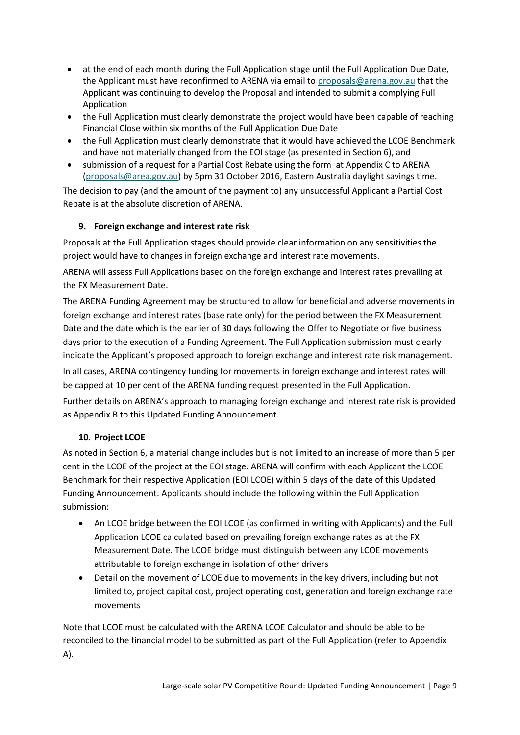- at the end of each month during the Full Application stage until the Full Application Due Date, the Applicant must have reconfirmed to ARENA via email to proposals@arena.gov.au that the Applicant was continuing to develop the Proposal and intended to submit a complying Full Application
- the Full Application must clearly demonstrate the project would have been capable of reaching Financial Close within six months of the Full Application Due Date
- the Full Application must clearly demonstrate that it would have achieved the LCOE Benchmark and have not materially changed from the EOI stage (as presented in Section 6), and
- submission of a request for a Partial Cost Rebate using the form at Appendix C to ARENA (proposals@area.gov.au) by 5pm 31 October 2016, Eastern Australia daylight savings time.

The decision to pay (and the amount of the payment to) any unsuccessful Applicant a Partial Cost Rebate is at the absolute discretion of ARENA.

### 9. Foreign exchange and interest rate risk

Proposals at the Full Application stages should provide clear information on any sensitivities the project would have to changes in foreign exchange and interest rate movements.

ARENA will assess Full Applications based on the foreign exchange and interest rates prevailing at the FX Measurement Date.

The ARENA Funding Agreement may be structured to allow for beneficial and adverse movements in foreign exchange and interest rates (base rate only) for the period between the FX Measurement Date and the date which is the earlier of 30 days following the Offer to Negotiate or five business days prior to the execution of a Funding Agreement. The Full Application submission must clearly indicate the Applicant's proposed approach to foreign exchange and interest rate risk management.

In all cases, ARENA contingency funding for movements in foreign exchange and interest rates will be capped at 10 per cent of the ARENA funding request presented in the Full Application.

Further details on ARENA's approach to managing foreign exchange and interest rate risk is provided as Appendix B to this Updated Funding Announcement.

### 10. Project LCOE

As noted in Section 6, a material change includes but is not limited to an increase of more than 5 per cent in the LCOE of the project at the EOI stage. ARENA will confirm with each Applicant the LCOE Benchmark for their respective Application (EOI LCOE) within 5 days of the date of this Updated Funding Announcement. Applicants should include the following within the Full Application submission:

- An LCOE bridge between the EOI LCOE (as confirmed in writing with Applicants) and the Full Application LCOE calculated based on prevailing foreign exchange rates as at the FX Measurement Date. The LCOE bridge must distinguish between any LCOE movements attributable to foreign exchange in isolation of other drivers
- Detail on the movement of LCOE due to movements in the key drivers, including but not limited to, project capital cost, project operating cost, generation and foreign exchange rate movements

Note that LCOE must be calculated with the ARENA LCOE Calculator and should be able to be reconciled to the financial model to be submitted as part of the Full Application (refer to Appendix A).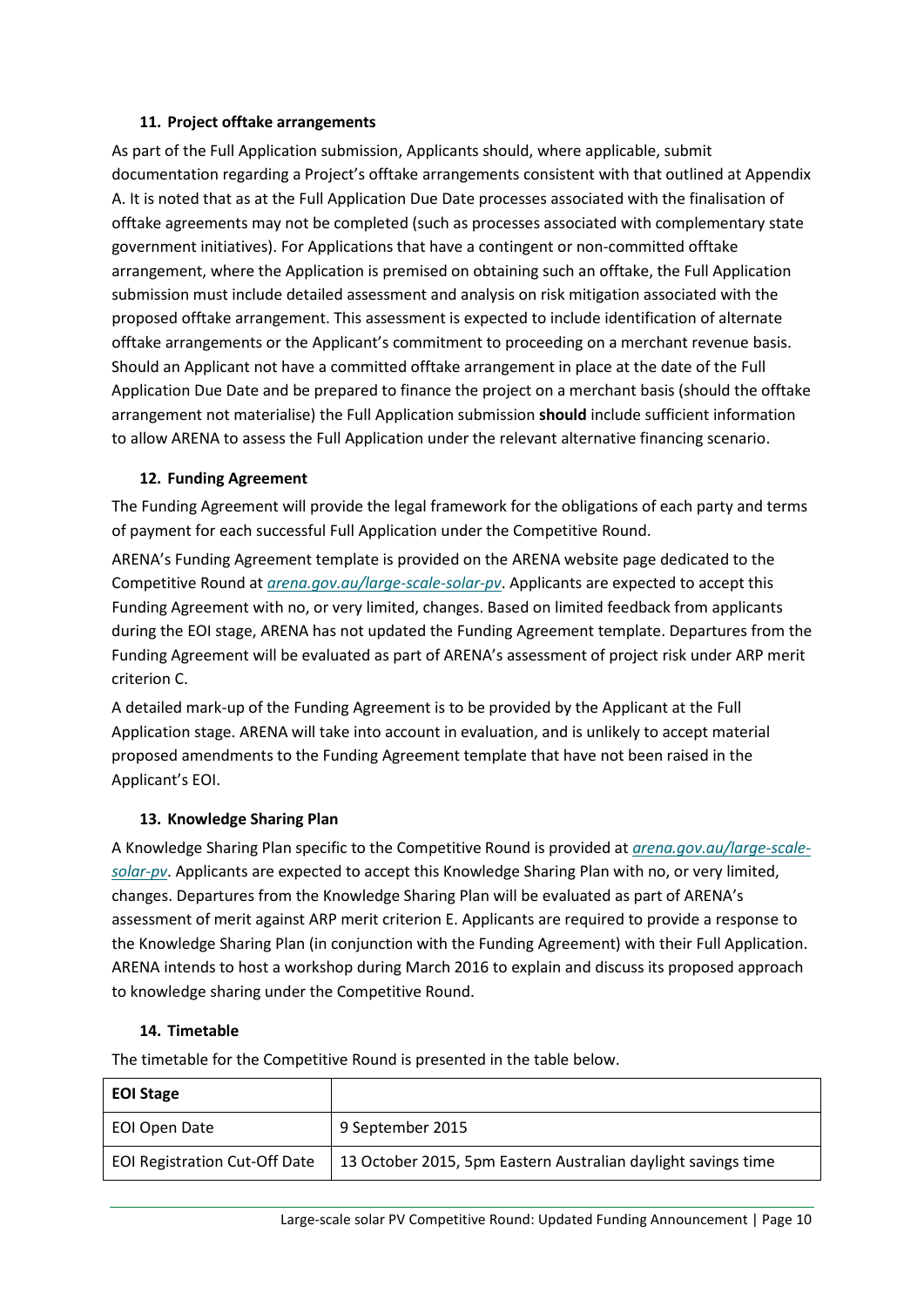### 11. Project offtake arrangements

As part of the Full Application submission, Applicants should, where applicable, submit documentation regarding a Project's offtake arrangements consistent with that outlined at Appendix A. It is noted that as at the Full Application Due Date processes associated with the finalisation of offtake agreements may not be completed (such as processes associated with complementary state government initiatives). For Applications that have a contingent or non-committed offtake arrangement, where the Application is premised on obtaining such an offtake, the Full Application submission must include detailed assessment and analysis on risk mitigation associated with the proposed offtake arrangement. This assessment is expected to include identification of alternate offtake arrangements or the Applicant's commitment to proceeding on a merchant revenue basis. Should an Applicant not have a committed offtake arrangement in place at the date of the Full Application Due Date and be prepared to finance the project on a merchant basis (should the offtake arrangement not materialise) the Full Application submission **should** include sufficient information to allow ARENA to assess the Full Application under the relevant alternative financing scenario.

### 12. Funding Agreement

The Funding Agreement will provide the legal framework for the obligations of each party and terms of payment for each successful Full Application under the Competitive Round.

ARENA's Funding Agreement template is provided on the ARENA website page dedicated to the Competitive Round at *arena.gov.au/large-scale-solar-pv*. Applicants are expected to accept this Funding Agreement with no, or very limited, changes. Based on limited feedback from applicants during the EOI stage, ARENA has not updated the Funding Agreement template. Departures from the Funding Agreement will be evaluated as part of ARENA's assessment of project risk under ARP merit criterion C.

A detailed mark-up of the Funding Agreement is to be provided by the Applicant at the Full Application stage. ARENA will take into account in evaluation, and is unlikely to accept material proposed amendments to the Funding Agreement template that have not been raised in the Applicant's EOI.

### 13. Knowledge Sharing Plan

A Knowledge Sharing Plan specific to the Competitive Round is provided at *arena.gov.au/large-scale-solar-pv*. Applicants are expected to accept this Knowledge Sharing Plan with no, or very limited, changes. Departures from the Knowledge Sharing Plan will be evaluated as part of ARENA's assessment of merit against ARP merit criterion E. Applicants are required to provide a response to the Knowledge Sharing Plan (in conjunction with the Funding Agreement) with their Full Application. ARENA intends to host a workshop during March 2016 to explain and discuss its proposed approach to knowledge sharing under the Competitive Round.

### 14. Timetable

The timetable for the Competitive Round is presented in the table below.

| **EOI Stage** | |
|---|---|
| EOI Open Date | 9 September 2015 |
| EOI Registration Cut-Off Date | 13 October 2015, 5pm Eastern Australian daylight savings time |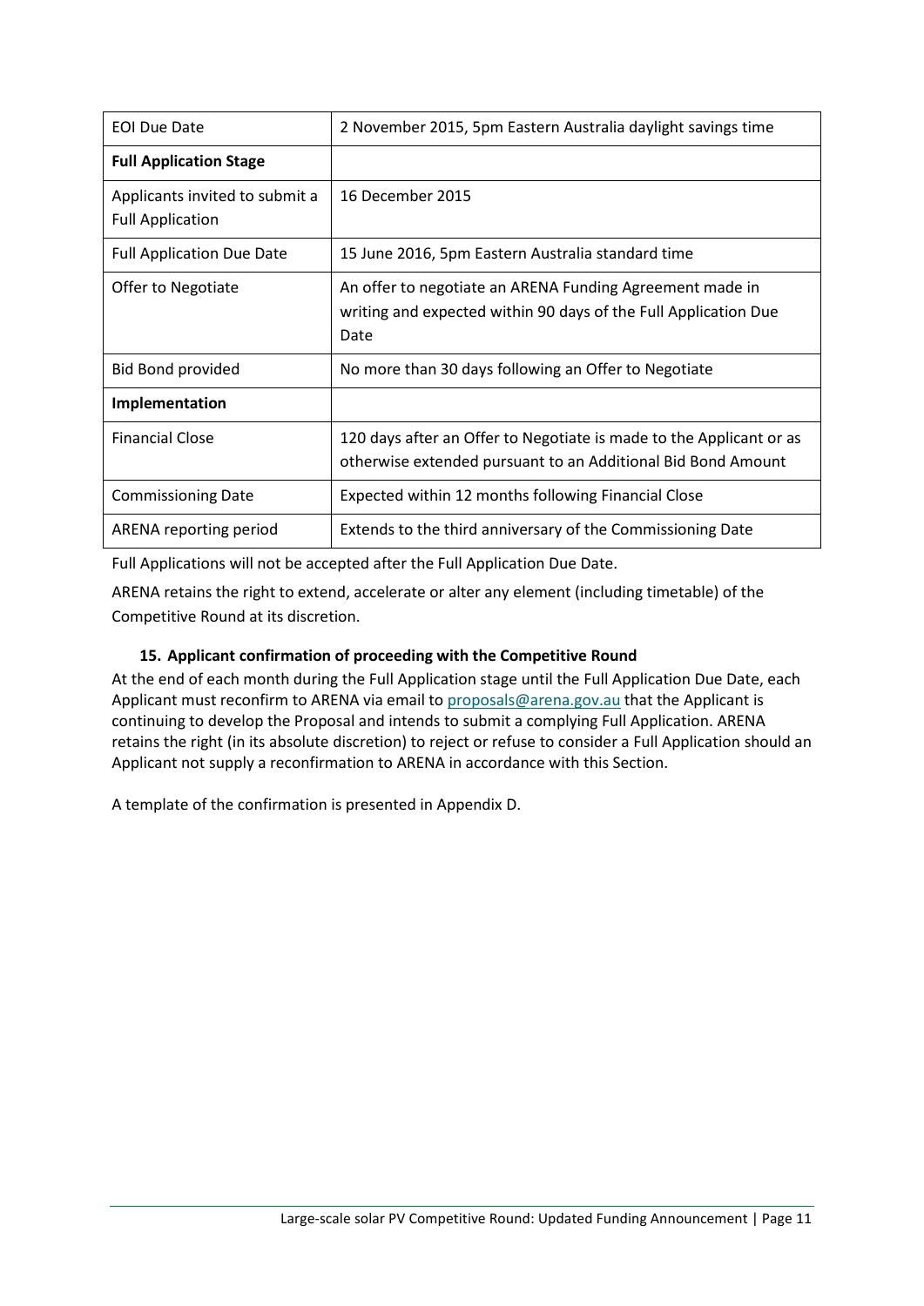| EOI Due Date | 2 November 2015, 5pm Eastern Australia daylight savings time |
| --- | --- |
| **Full Application Stage** | |
| Applicants invited to submit a Full Application | 16 December 2015 |
| Full Application Due Date | 15 June 2016, 5pm Eastern Australia standard time |
| Offer to Negotiate | An offer to negotiate an ARENA Funding Agreement made in writing and expected within 90 days of the Full Application Due Date |
| Bid Bond provided | No more than 30 days following an Offer to Negotiate |
| **Implementation** | |
| Financial Close | 120 days after an Offer to Negotiate is made to the Applicant or as otherwise extended pursuant to an Additional Bid Bond Amount |
| Commissioning Date | Expected within 12 months following Financial Close |
| ARENA reporting period | Extends to the third anniversary of the Commissioning Date |

Full Applications will not be accepted after the Full Application Due Date.

ARENA retains the right to extend, accelerate or alter any element (including timetable) of the Competitive Round at its discretion.

### 15. Applicant confirmation of proceeding with the Competitive Round

At the end of each month during the Full Application stage until the Full Application Due Date, each Applicant must reconfirm to ARENA via email to proposals@arena.gov.au that the Applicant is continuing to develop the Proposal and intends to submit a complying Full Application. ARENA retains the right (in its absolute discretion) to reject or refuse to consider a Full Application should an Applicant not supply a reconfirmation to ARENA in accordance with this Section.

A template of the confirmation is presented in Appendix D.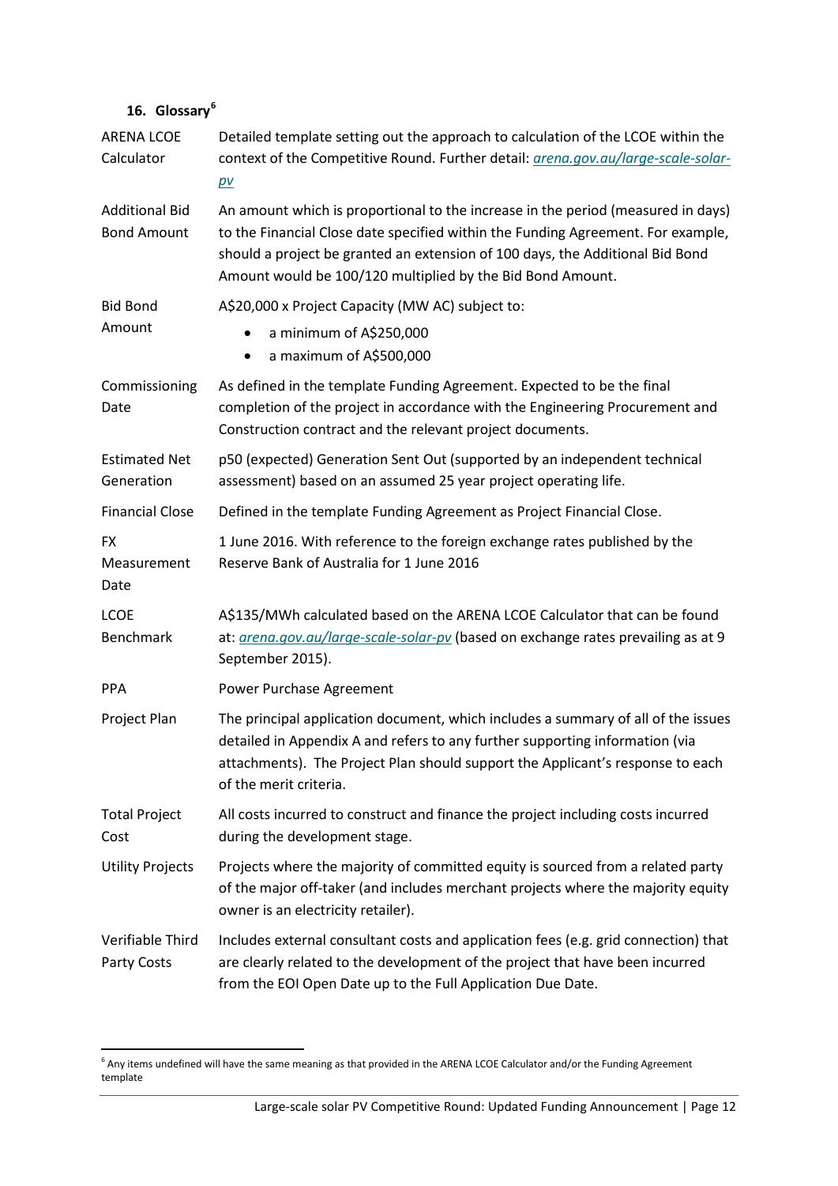## 16. Glossary[6]

| | |
|---|---|
| ARENA LCOE Calculator | Detailed template setting out the approach to calculation of the LCOE within the context of the Competitive Round. Further detail: *arena.gov.au/large-scale-solar-pv* |
| Additional Bid Bond Amount | An amount which is proportional to the increase in the period (measured in days) to the Financial Close date specified within the Funding Agreement. For example, should a project be granted an extension of 100 days, the Additional Bid Bond Amount would be 100/120 multiplied by the Bid Bond Amount. |
| Bid Bond Amount | A$20,000 x Project Capacity (MW AC) subject to: <br> • a minimum of A$250,000 <br> • a maximum of A$500,000 |
| Commissioning Date | As defined in the template Funding Agreement. Expected to be the final completion of the project in accordance with the Engineering Procurement and Construction contract and the relevant project documents. |
| Estimated Net Generation | p50 (expected) Generation Sent Out (supported by an independent technical assessment) based on an assumed 25 year project operating life. |
| Financial Close | Defined in the template Funding Agreement as Project Financial Close. |
| FX Measurement Date | 1 June 2016. With reference to the foreign exchange rates published by the Reserve Bank of Australia for 1 June 2016 |
| LCOE Benchmark | A$135/MWh calculated based on the ARENA LCOE Calculator that can be found at: *arena.gov.au/large-scale-solar-pv* (based on exchange rates prevailing as at 9 September 2015). |
| PPA | Power Purchase Agreement |
| Project Plan | The principal application document, which includes a summary of all of the issues detailed in Appendix A and refers to any further supporting information (via attachments). The Project Plan should support the Applicant's response to each of the merit criteria. |
| Total Project Cost | All costs incurred to construct and finance the project including costs incurred during the development stage. |
| Utility Projects | Projects where the majority of committed equity is sourced from a related party of the major off-taker (and includes merchant projects where the majority equity owner is an electricity retailer). |
| Verifiable Third Party Costs | Includes external consultant costs and application fees (e.g. grid connection) that are clearly related to the development of the project that have been incurred from the EOI Open Date up to the Full Application Due Date. |

[6] Any items undefined will have the same meaning as that provided in the ARENA LCOE Calculator and/or the Funding Agreement template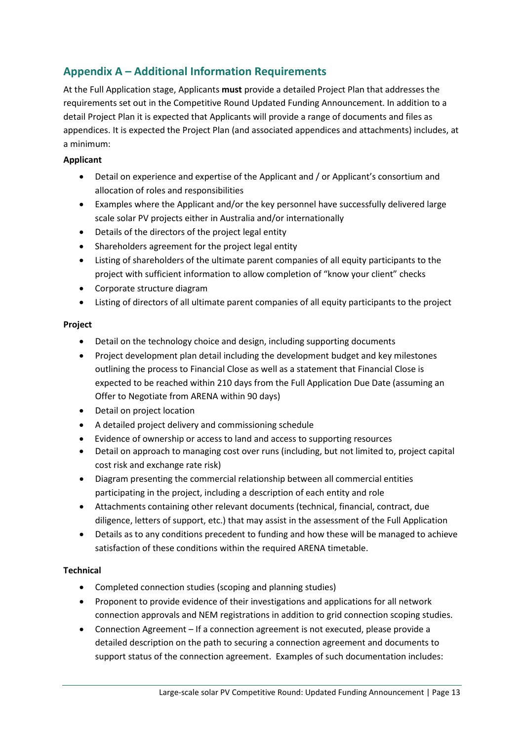## Appendix A – Additional Information Requirements

At the Full Application stage, Applicants **must** provide a detailed Project Plan that addresses the requirements set out in the Competitive Round Updated Funding Announcement. In addition to a detail Project Plan it is expected that Applicants will provide a range of documents and files as appendices. It is expected the Project Plan (and associated appendices and attachments) includes, at a minimum:

**Applicant**

- Detail on experience and expertise of the Applicant and / or Applicant's consortium and allocation of roles and responsibilities
- Examples where the Applicant and/or the key personnel have successfully delivered large scale solar PV projects either in Australia and/or internationally
- Details of the directors of the project legal entity
- Shareholders agreement for the project legal entity
- Listing of shareholders of the ultimate parent companies of all equity participants to the project with sufficient information to allow completion of "know your client" checks
- Corporate structure diagram
- Listing of directors of all ultimate parent companies of all equity participants to the project

**Project**

- Detail on the technology choice and design, including supporting documents
- Project development plan detail including the development budget and key milestones outlining the process to Financial Close as well as a statement that Financial Close is expected to be reached within 210 days from the Full Application Due Date (assuming an Offer to Negotiate from ARENA within 90 days)
- Detail on project location
- A detailed project delivery and commissioning schedule
- Evidence of ownership or access to land and access to supporting resources
- Detail on approach to managing cost over runs (including, but not limited to, project capital cost risk and exchange rate risk)
- Diagram presenting the commercial relationship between all commercial entities participating in the project, including a description of each entity and role
- Attachments containing other relevant documents (technical, financial, contract, due diligence, letters of support, etc.) that may assist in the assessment of the Full Application
- Details as to any conditions precedent to funding and how these will be managed to achieve satisfaction of these conditions within the required ARENA timetable.

**Technical**

- Completed connection studies (scoping and planning studies)
- Proponent to provide evidence of their investigations and applications for all network connection approvals and NEM registrations in addition to grid connection scoping studies.
- Connection Agreement – If a connection agreement is not executed, please provide a detailed description on the path to securing a connection agreement and documents to support status of the connection agreement. Examples of such documentation includes: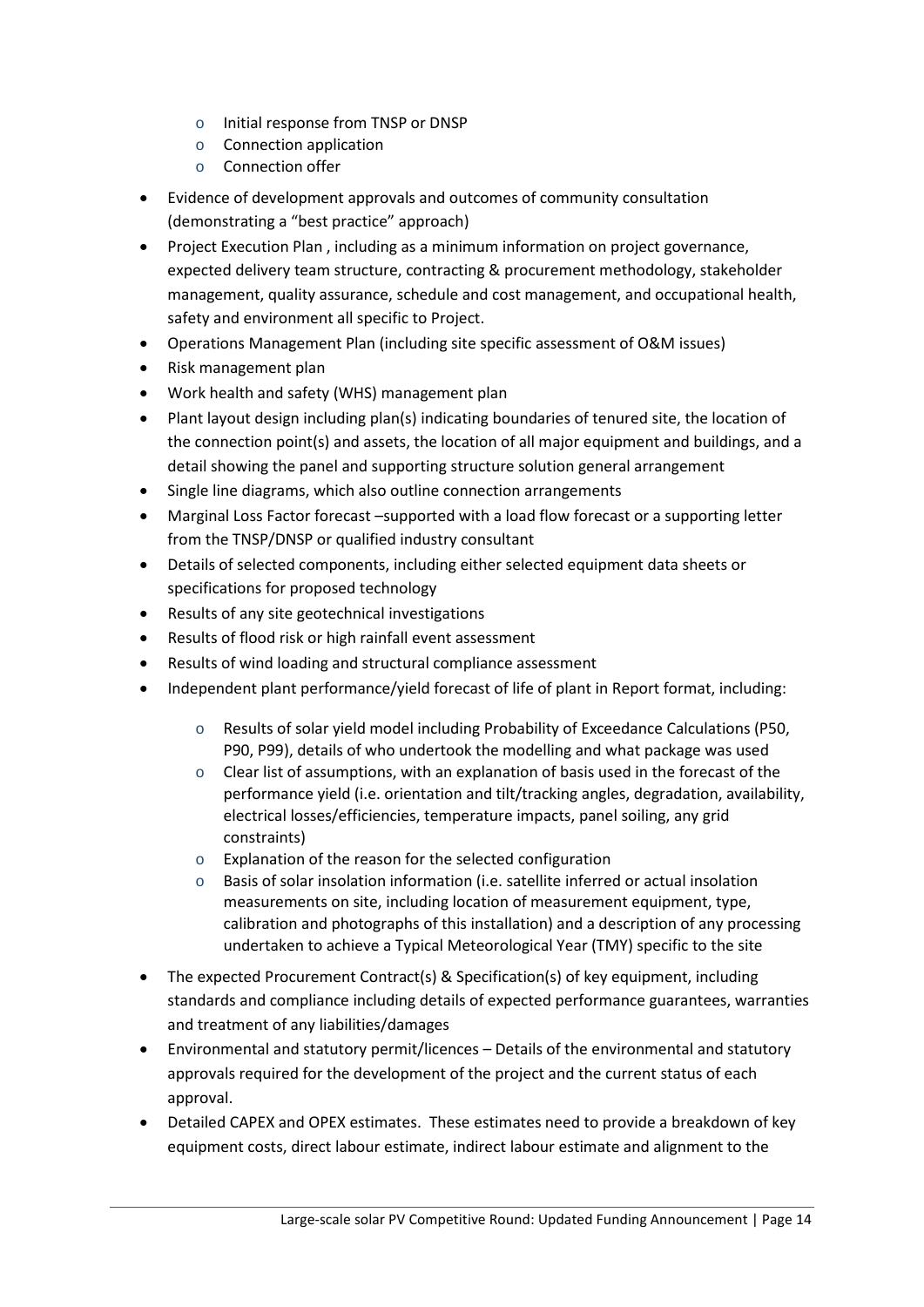- Initial response from TNSP or DNSP
  - Connection application
  - Connection offer
- Evidence of development approvals and outcomes of community consultation (demonstrating a "best practice" approach)
- Project Execution Plan , including as a minimum information on project governance, expected delivery team structure, contracting & procurement methodology, stakeholder management, quality assurance, schedule and cost management, and occupational health, safety and environment all specific to Project.
- Operations Management Plan (including site specific assessment of O&M issues)
- Risk management plan
- Work health and safety (WHS) management plan
- Plant layout design including plan(s) indicating boundaries of tenured site, the location of the connection point(s) and assets, the location of all major equipment and buildings, and a detail showing the panel and supporting structure solution general arrangement
- Single line diagrams, which also outline connection arrangements
- Marginal Loss Factor forecast –supported with a load flow forecast or a supporting letter from the TNSP/DNSP or qualified industry consultant
- Details of selected components, including either selected equipment data sheets or specifications for proposed technology
- Results of any site geotechnical investigations
- Results of flood risk or high rainfall event assessment
- Results of wind loading and structural compliance assessment
- Independent plant performance/yield forecast of life of plant in Report format, including:
  - Results of solar yield model including Probability of Exceedance Calculations (P50, P90, P99), details of who undertook the modelling and what package was used
  - Clear list of assumptions, with an explanation of basis used in the forecast of the performance yield (i.e. orientation and tilt/tracking angles, degradation, availability, electrical losses/efficiencies, temperature impacts, panel soiling, any grid constraints)
  - Explanation of the reason for the selected configuration
  - Basis of solar insolation information (i.e. satellite inferred or actual insolation measurements on site, including location of measurement equipment, type, calibration and photographs of this installation) and a description of any processing undertaken to achieve a Typical Meteorological Year (TMY) specific to the site
- The expected Procurement Contract(s) & Specification(s) of key equipment, including standards and compliance including details of expected performance guarantees, warranties and treatment of any liabilities/damages
- Environmental and statutory permit/licences – Details of the environmental and statutory approvals required for the development of the project and the current status of each approval.
- Detailed CAPEX and OPEX estimates. These estimates need to provide a breakdown of key equipment costs, direct labour estimate, indirect labour estimate and alignment to the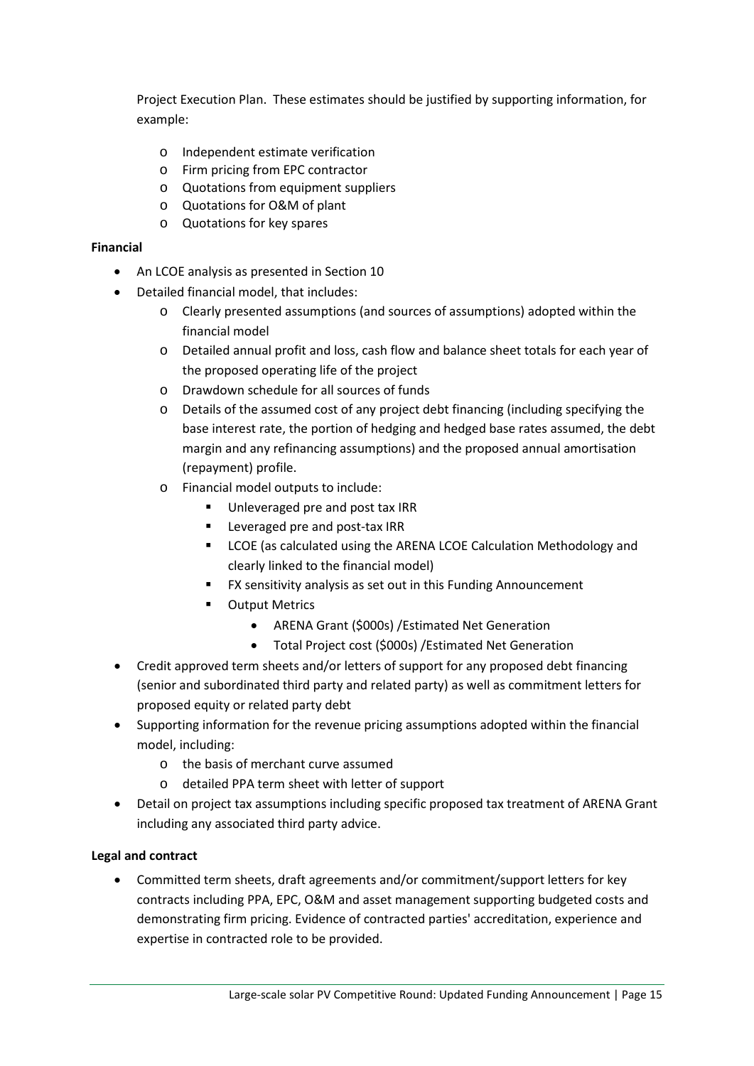Project Execution Plan. These estimates should be justified by supporting information, for example:

  - Independent estimate verification
  - Firm pricing from EPC contractor
  - Quotations from equipment suppliers
  - Quotations for O&M of plant
  - Quotations for key spares

**Financial**

- An LCOE analysis as presented in Section 10
- Detailed financial model, that includes:
  - Clearly presented assumptions (and sources of assumptions) adopted within the financial model
  - Detailed annual profit and loss, cash flow and balance sheet totals for each year of the proposed operating life of the project
  - Drawdown schedule for all sources of funds
  - Details of the assumed cost of any project debt financing (including specifying the base interest rate, the portion of hedging and hedged base rates assumed, the debt margin and any refinancing assumptions) and the proposed annual amortisation (repayment) profile.
  - Financial model outputs to include:
    - Unleveraged pre and post tax IRR
    - Leveraged pre and post-tax IRR
    - LCOE (as calculated using the ARENA LCOE Calculation Methodology and clearly linked to the financial model)
    - FX sensitivity analysis as set out in this Funding Announcement
    - Output Metrics
      - ARENA Grant ($000s) /Estimated Net Generation
      - Total Project cost ($000s) /Estimated Net Generation
- Credit approved term sheets and/or letters of support for any proposed debt financing (senior and subordinated third party and related party) as well as commitment letters for proposed equity or related party debt
- Supporting information for the revenue pricing assumptions adopted within the financial model, including:
  - the basis of merchant curve assumed
  - detailed PPA term sheet with letter of support
- Detail on project tax assumptions including specific proposed tax treatment of ARENA Grant including any associated third party advice.

**Legal and contract**

- Committed term sheets, draft agreements and/or commitment/support letters for key contracts including PPA, EPC, O&M and asset management supporting budgeted costs and demonstrating firm pricing. Evidence of contracted parties' accreditation, experience and expertise in contracted role to be provided.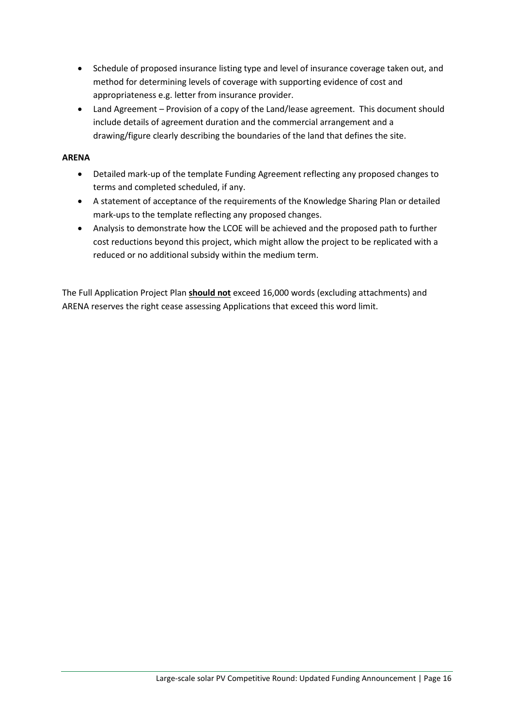- Schedule of proposed insurance listing type and level of insurance coverage taken out, and method for determining levels of coverage with supporting evidence of cost and appropriateness e.g. letter from insurance provider.
- Land Agreement – Provision of a copy of the Land/lease agreement. This document should include details of agreement duration and the commercial arrangement and a drawing/figure clearly describing the boundaries of the land that defines the site.

**ARENA**

- Detailed mark-up of the template Funding Agreement reflecting any proposed changes to terms and completed scheduled, if any.
- A statement of acceptance of the requirements of the Knowledge Sharing Plan or detailed mark-ups to the template reflecting any proposed changes.
- Analysis to demonstrate how the LCOE will be achieved and the proposed path to further cost reductions beyond this project, which might allow the project to be replicated with a reduced or no additional subsidy within the medium term.

The Full Application Project Plan **should not** exceed 16,000 words (excluding attachments) and ARENA reserves the right cease assessing Applications that exceed this word limit.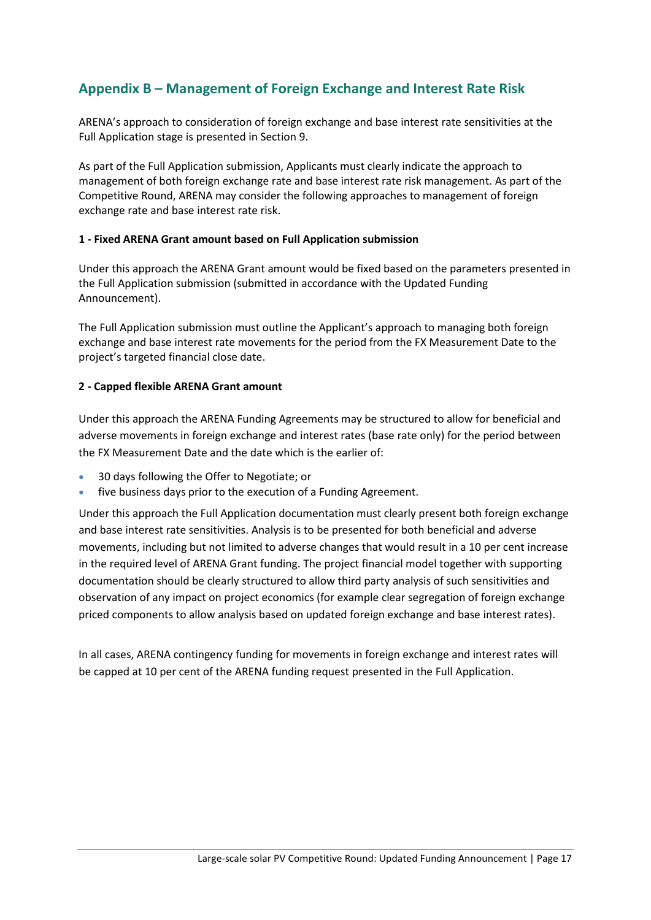## Appendix B – Management of Foreign Exchange and Interest Rate Risk

ARENA's approach to consideration of foreign exchange and base interest rate sensitivities at the Full Application stage is presented in Section 9.

As part of the Full Application submission, Applicants must clearly indicate the approach to management of both foreign exchange rate and base interest rate risk management. As part of the Competitive Round, ARENA may consider the following approaches to management of foreign exchange rate and base interest rate risk.

**1 - Fixed ARENA Grant amount based on Full Application submission**

Under this approach the ARENA Grant amount would be fixed based on the parameters presented in the Full Application submission (submitted in accordance with the Updated Funding Announcement).

The Full Application submission must outline the Applicant's approach to managing both foreign exchange and base interest rate movements for the period from the FX Measurement Date to the project's targeted financial close date.

**2 - Capped flexible ARENA Grant amount**

Under this approach the ARENA Funding Agreements may be structured to allow for beneficial and adverse movements in foreign exchange and interest rates (base rate only) for the period between the FX Measurement Date and the date which is the earlier of:

- 30 days following the Offer to Negotiate; or
- five business days prior to the execution of a Funding Agreement.

Under this approach the Full Application documentation must clearly present both foreign exchange and base interest rate sensitivities. Analysis is to be presented for both beneficial and adverse movements, including but not limited to adverse changes that would result in a 10 per cent increase in the required level of ARENA Grant funding. The project financial model together with supporting documentation should be clearly structured to allow third party analysis of such sensitivities and observation of any impact on project economics (for example clear segregation of foreign exchange priced components to allow analysis based on updated foreign exchange and base interest rates).

In all cases, ARENA contingency funding for movements in foreign exchange and interest rates will be capped at 10 per cent of the ARENA funding request presented in the Full Application.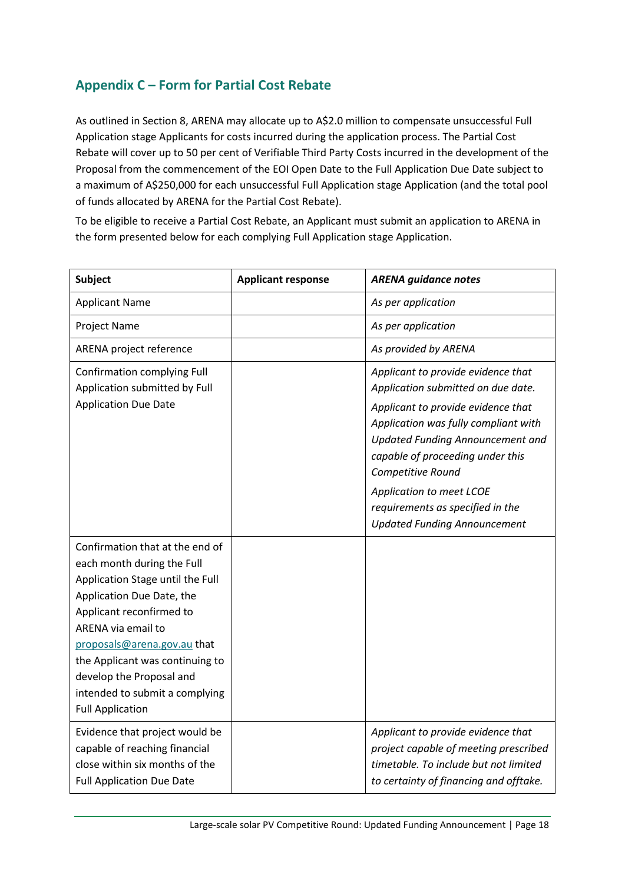## Appendix C – Form for Partial Cost Rebate

As outlined in Section 8, ARENA may allocate up to A$2.0 million to compensate unsuccessful Full Application stage Applicants for costs incurred during the application process. The Partial Cost Rebate will cover up to 50 per cent of Verifiable Third Party Costs incurred in the development of the Proposal from the commencement of the EOI Open Date to the Full Application Due Date subject to a maximum of A$250,000 for each unsuccessful Full Application stage Application (and the total pool of funds allocated by ARENA for the Partial Cost Rebate).

To be eligible to receive a Partial Cost Rebate, an Applicant must submit an application to ARENA in the form presented below for each complying Full Application stage Application.

| Subject | Applicant response | *ARENA guidance notes* |
|---|---|---|
| Applicant Name | | *As per application* |
| Project Name | | *As per application* |
| ARENA project reference | | *As provided by ARENA* |
| Confirmation complying Full Application submitted by Full Application Due Date | | *Applicant to provide evidence that Application submitted on due date.*<br>*Applicant to provide evidence that Application was fully compliant with Updated Funding Announcement and capable of proceeding under this Competitive Round*<br>*Application to meet LCOE requirements as specified in the Updated Funding Announcement* |
| Confirmation that at the end of each month during the Full Application Stage until the Full Application Due Date, the Applicant reconfirmed to ARENA via email to proposals@arena.gov.au that the Applicant was continuing to develop the Proposal and intended to submit a complying Full Application | | |
| Evidence that project would be capable of reaching financial close within six months of the Full Application Due Date | | *Applicant to provide evidence that project capable of meeting prescribed timetable. To include but not limited to certainty of financing and offtake.* |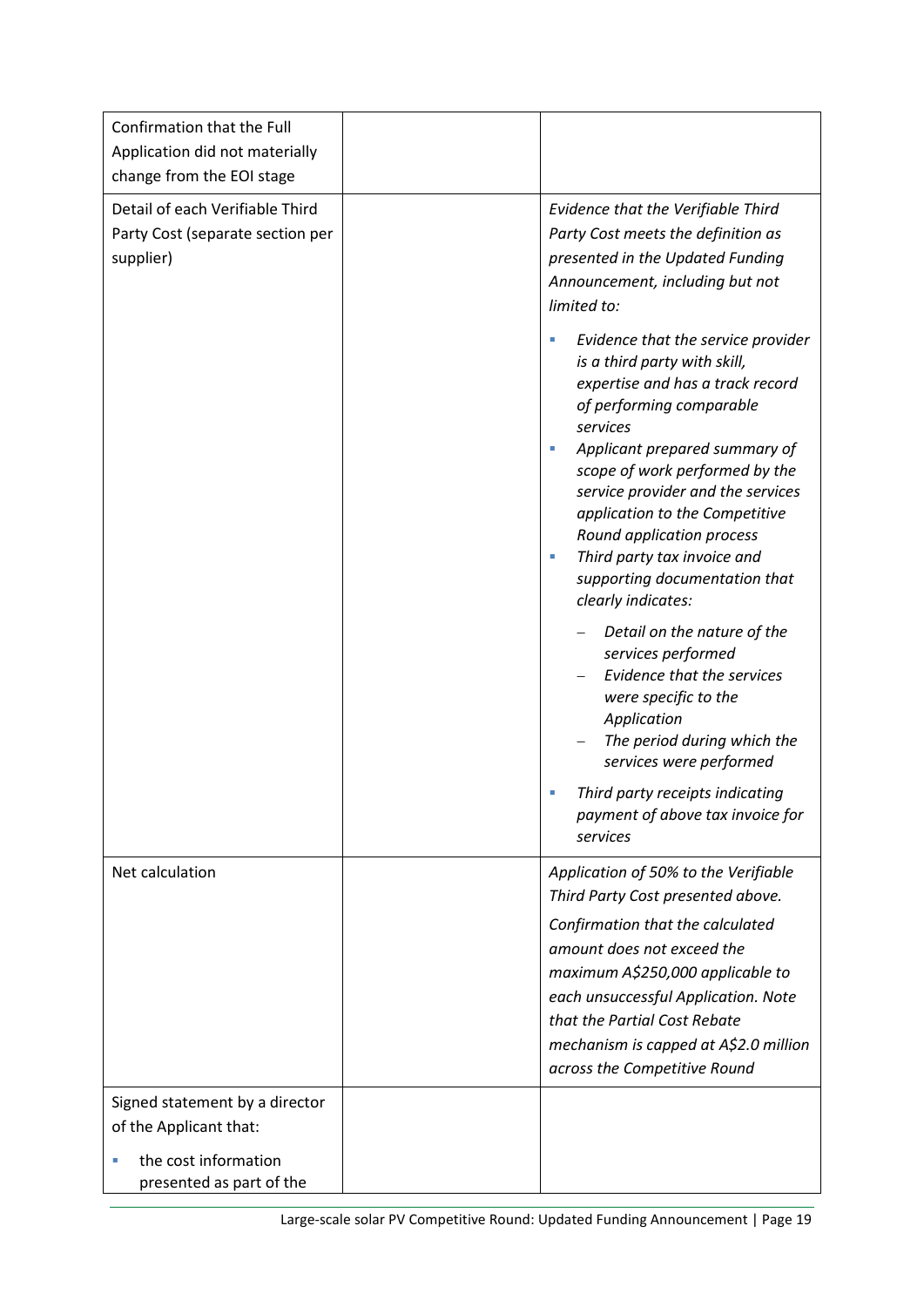| | | |
|---|---|---|
| Confirmation that the Full Application did not materially change from the EOI stage | | |
| Detail of each Verifiable Third Party Cost (separate section per supplier) | | *Evidence that the Verifiable Third Party Cost meets the definition as presented in the Updated Funding Announcement, including but not limited to:*<br>▪ *Evidence that the service provider is a third party with skill, expertise and has a track record of performing comparable services*<br>▪ *Applicant prepared summary of scope of work performed by the service provider and the services application to the Competitive Round application process*<br>▪ *Third party tax invoice and supporting documentation that clearly indicates:*<br>– *Detail on the nature of the services performed*<br>– *Evidence that the services were specific to the Application*<br>– *The period during which the services were performed*<br>▪ *Third party receipts indicating payment of above tax invoice for services* |
| Net calculation | | *Application of 50% to the Verifiable Third Party Cost presented above.*<br>*Confirmation that the calculated amount does not exceed the maximum A$250,000 applicable to each unsuccessful Application. Note that the Partial Cost Rebate mechanism is capped at A$2.0 million across the Competitive Round* |
| Signed statement by a director of the Applicant that:<br>▪ the cost information presented as part of the | | |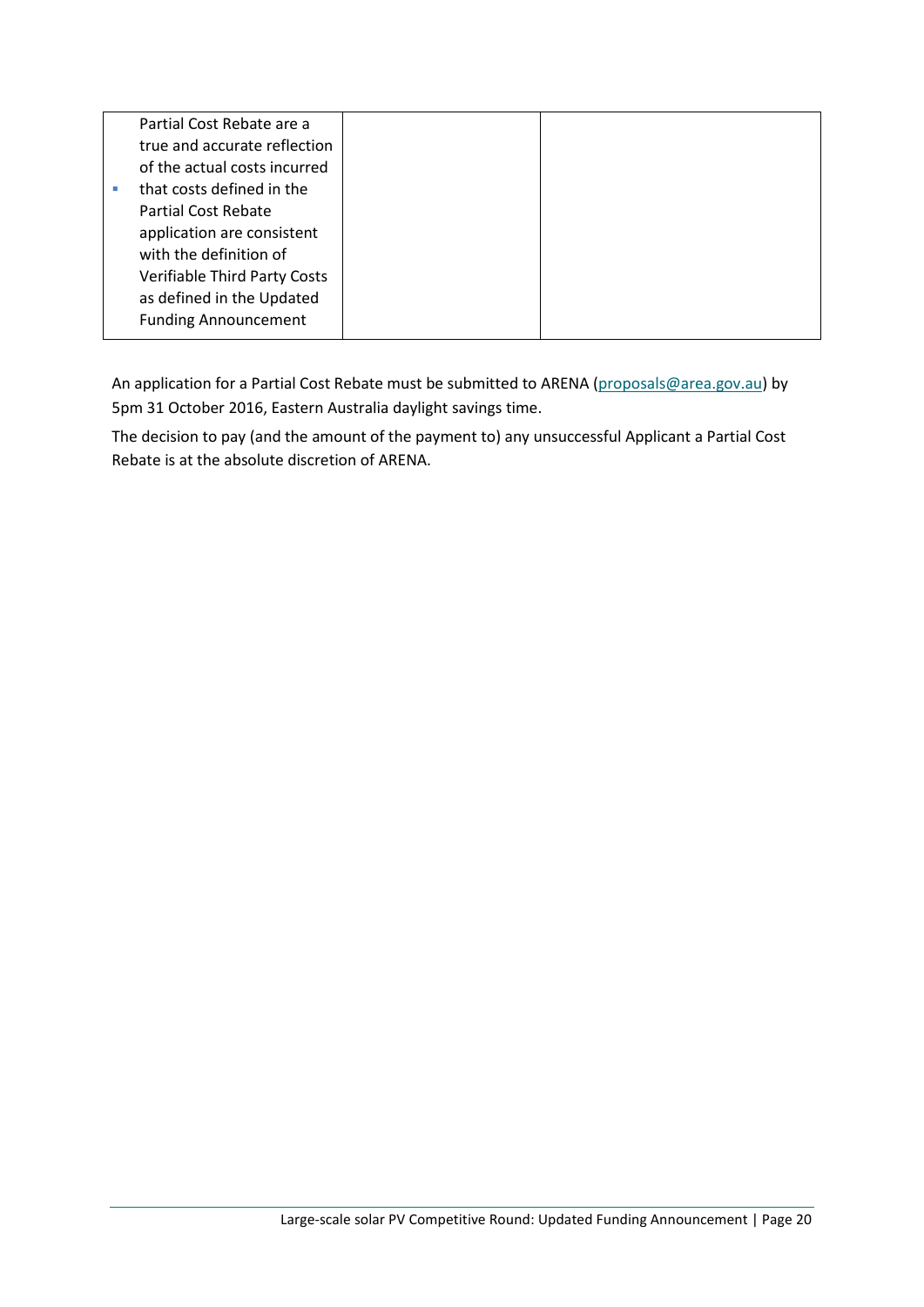| | | |
|---|---|---|
| Partial Cost Rebate are a true and accurate reflection of the actual costs incurred<br>- that costs defined in the Partial Cost Rebate application are consistent with the definition of Verifiable Third Party Costs as defined in the Updated Funding Announcement | | |

An application for a Partial Cost Rebate must be submitted to ARENA (proposals@area.gov.au) by 5pm 31 October 2016, Eastern Australia daylight savings time.

The decision to pay (and the amount of the payment to) any unsuccessful Applicant a Partial Cost Rebate is at the absolute discretion of ARENA.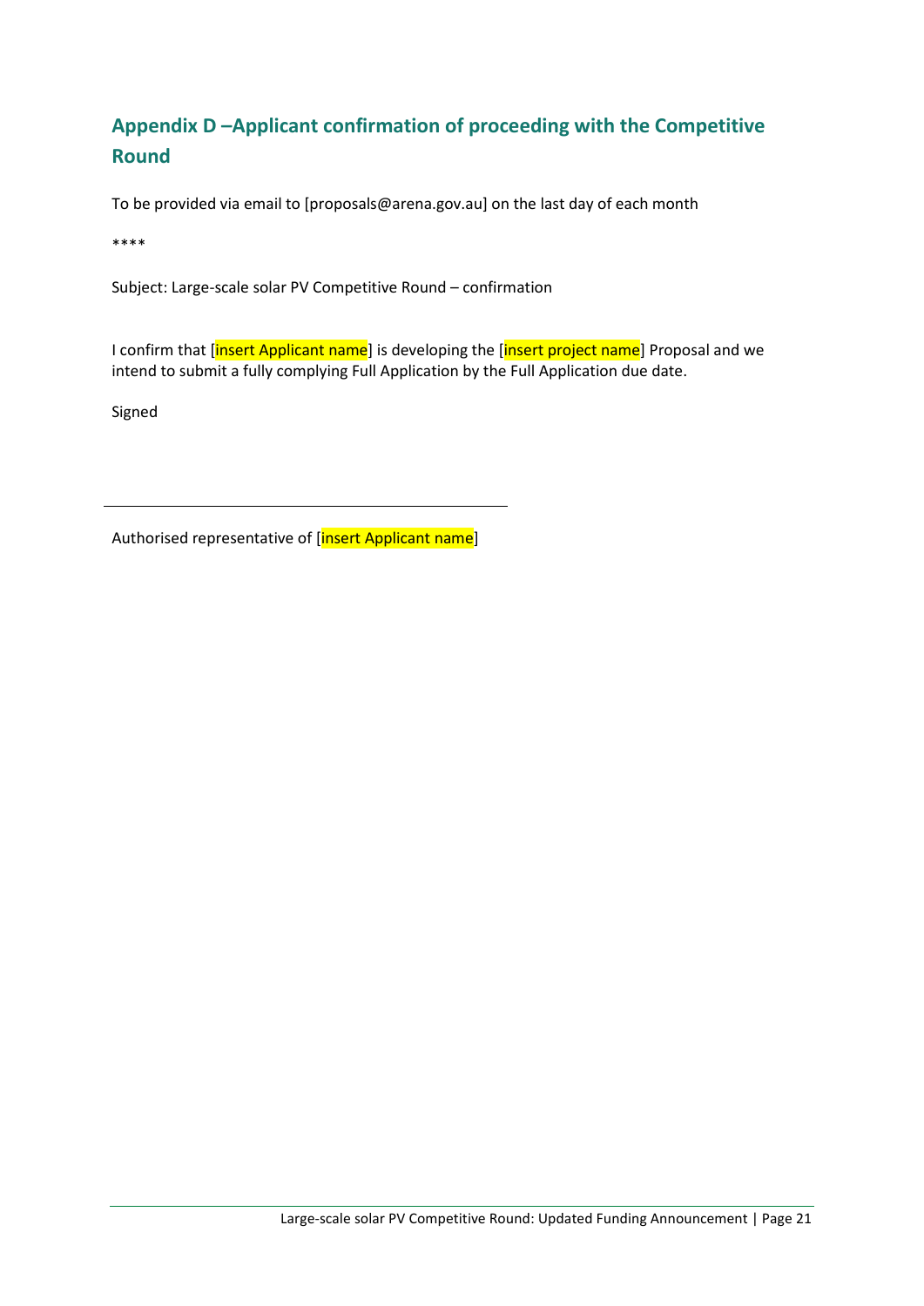## Appendix D –Applicant confirmation of proceeding with the Competitive Round

To be provided via email to [proposals@arena.gov.au] on the last day of each month

****

Subject: Large-scale solar PV Competitive Round – confirmation

I confirm that [insert Applicant name] is developing the [insert project name] Proposal and we intend to submit a fully complying Full Application by the Full Application due date.

Signed

______________________________________________

Authorised representative of [insert Applicant name]